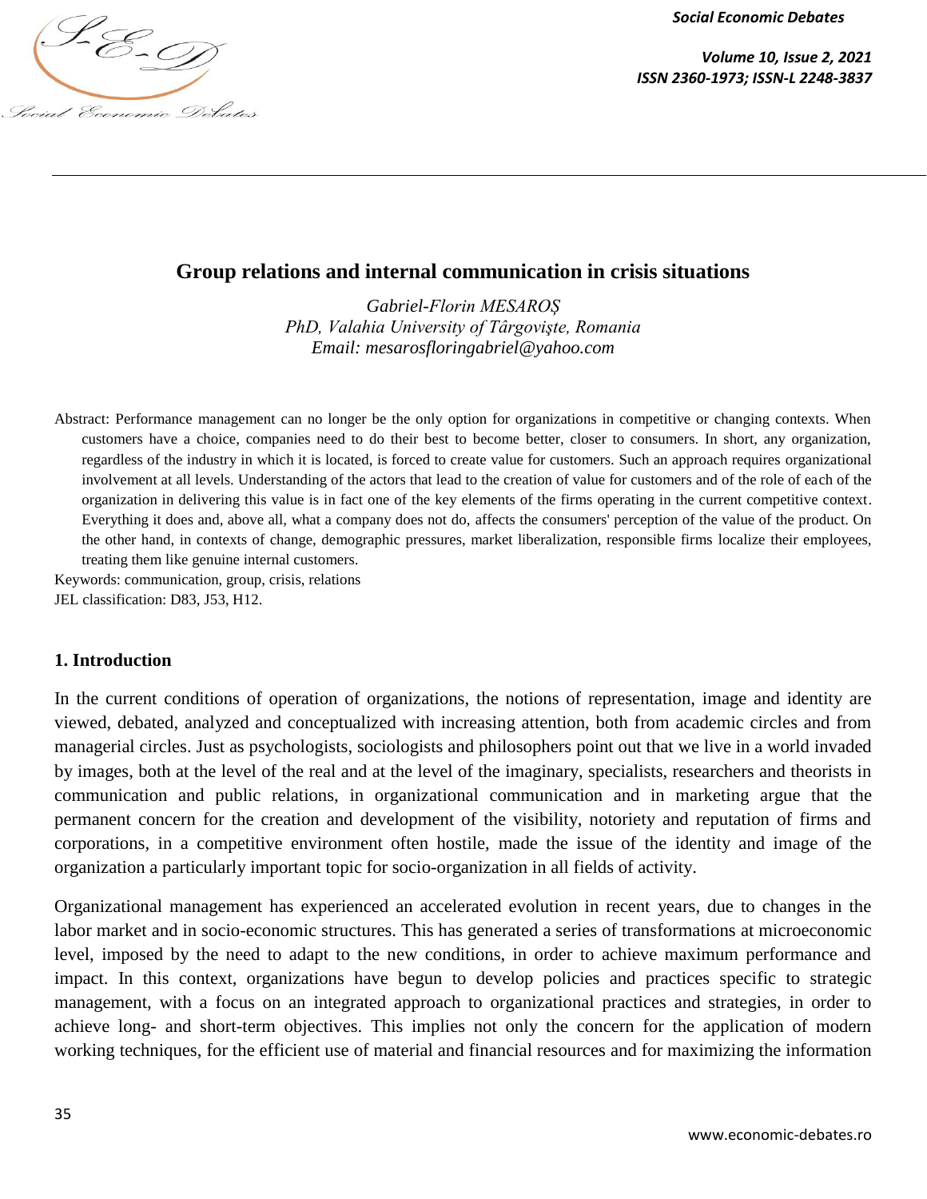# Group relations and internal communication in crisis situations

*Gabriel-Florin MESAROȘ*
*PhD, Valahia University of Târgoviște, Romania*
*Email: mesarosfloringabriel@yahoo.com*

Abstract: Performance management can no longer be the only option for organizations in competitive or changing contexts. When customers have a choice, companies need to do their best to become better, closer to consumers. In short, any organization, regardless of the industry in which it is located, is forced to create value for customers. Such an approach requires organizational involvement at all levels. Understanding of the actors that lead to the creation of value for customers and of the role of each of the organization in delivering this value is in fact one of the key elements of the firms operating in the current competitive context. Everything it does and, above all, what a company does not do, affects the consumers' perception of the value of the product. On the other hand, in contexts of change, demographic pressures, market liberalization, responsible firms localize their employees, treating them like genuine internal customers.

Keywords: communication, group, crisis, relations

JEL classification: D83, J53, H12.

## 1. Introduction

In the current conditions of operation of organizations, the notions of representation, image and identity are viewed, debated, analyzed and conceptualized with increasing attention, both from academic circles and from managerial circles. Just as psychologists, sociologists and philosophers point out that we live in a world invaded by images, both at the level of the real and at the level of the imaginary, specialists, researchers and theorists in communication and public relations, in organizational communication and in marketing argue that the permanent concern for the creation and development of the visibility, notoriety and reputation of firms and corporations, in a competitive environment often hostile, made the issue of the identity and image of the organization a particularly important topic for socio-organization in all fields of activity.

Organizational management has experienced an accelerated evolution in recent years, due to changes in the labor market and in socio-economic structures. This has generated a series of transformations at microeconomic level, imposed by the need to adapt to the new conditions, in order to achieve maximum performance and impact. In this context, organizations have begun to develop policies and practices specific to strategic management, with a focus on an integrated approach to organizational practices and strategies, in order to achieve long- and short-term objectives. This implies not only the concern for the application of modern working techniques, for the efficient use of material and financial resources and for maximizing the information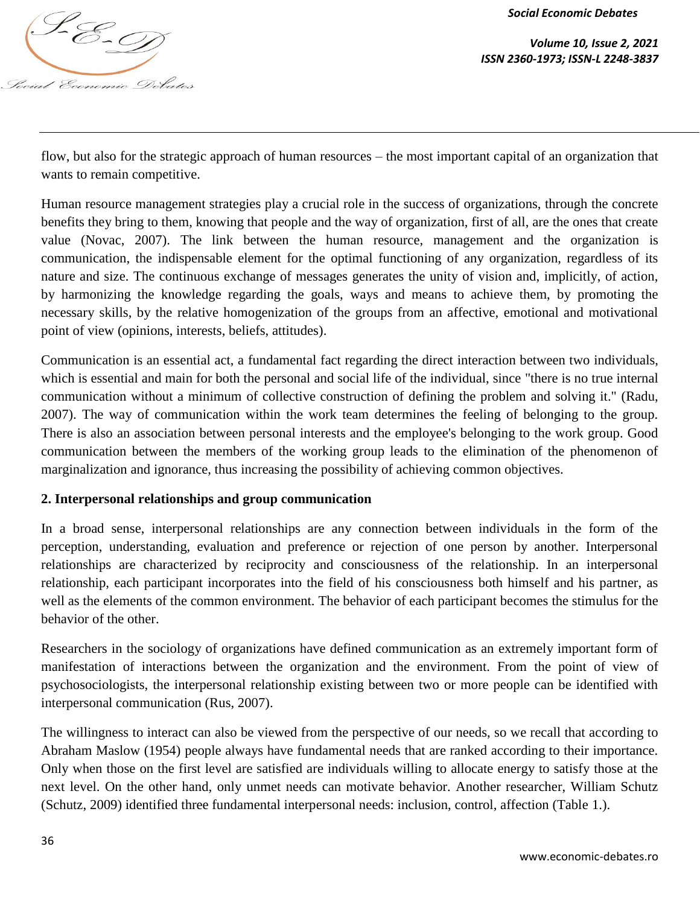flow, but also for the strategic approach of human resources – the most important capital of an organization that wants to remain competitive.

Human resource management strategies play a crucial role in the success of organizations, through the concrete benefits they bring to them, knowing that people and the way of organization, first of all, are the ones that create value (Novac, 2007). The link between the human resource, management and the organization is communication, the indispensable element for the optimal functioning of any organization, regardless of its nature and size. The continuous exchange of messages generates the unity of vision and, implicitly, of action, by harmonizing the knowledge regarding the goals, ways and means to achieve them, by promoting the necessary skills, by the relative homogenization of the groups from an affective, emotional and motivational point of view (opinions, interests, beliefs, attitudes).

Communication is an essential act, a fundamental fact regarding the direct interaction between two individuals, which is essential and main for both the personal and social life of the individual, since "there is no true internal communication without a minimum of collective construction of defining the problem and solving it." (Radu, 2007). The way of communication within the work team determines the feeling of belonging to the group. There is also an association between personal interests and the employee's belonging to the work group. Good communication between the members of the working group leads to the elimination of the phenomenon of marginalization and ignorance, thus increasing the possibility of achieving common objectives.

## 2. Interpersonal relationships and group communication

In a broad sense, interpersonal relationships are any connection between individuals in the form of the perception, understanding, evaluation and preference or rejection of one person by another. Interpersonal relationships are characterized by reciprocity and consciousness of the relationship. In an interpersonal relationship, each participant incorporates into the field of his consciousness both himself and his partner, as well as the elements of the common environment. The behavior of each participant becomes the stimulus for the behavior of the other.

Researchers in the sociology of organizations have defined communication as an extremely important form of manifestation of interactions between the organization and the environment. From the point of view of psychosociologists, the interpersonal relationship existing between two or more people can be identified with interpersonal communication (Rus, 2007).

The willingness to interact can also be viewed from the perspective of our needs, so we recall that according to Abraham Maslow (1954) people always have fundamental needs that are ranked according to their importance. Only when those on the first level are satisfied are individuals willing to allocate energy to satisfy those at the next level. On the other hand, only unmet needs can motivate behavior. Another researcher, William Schutz (Schutz, 2009) identified three fundamental interpersonal needs: inclusion, control, affection (Table 1.).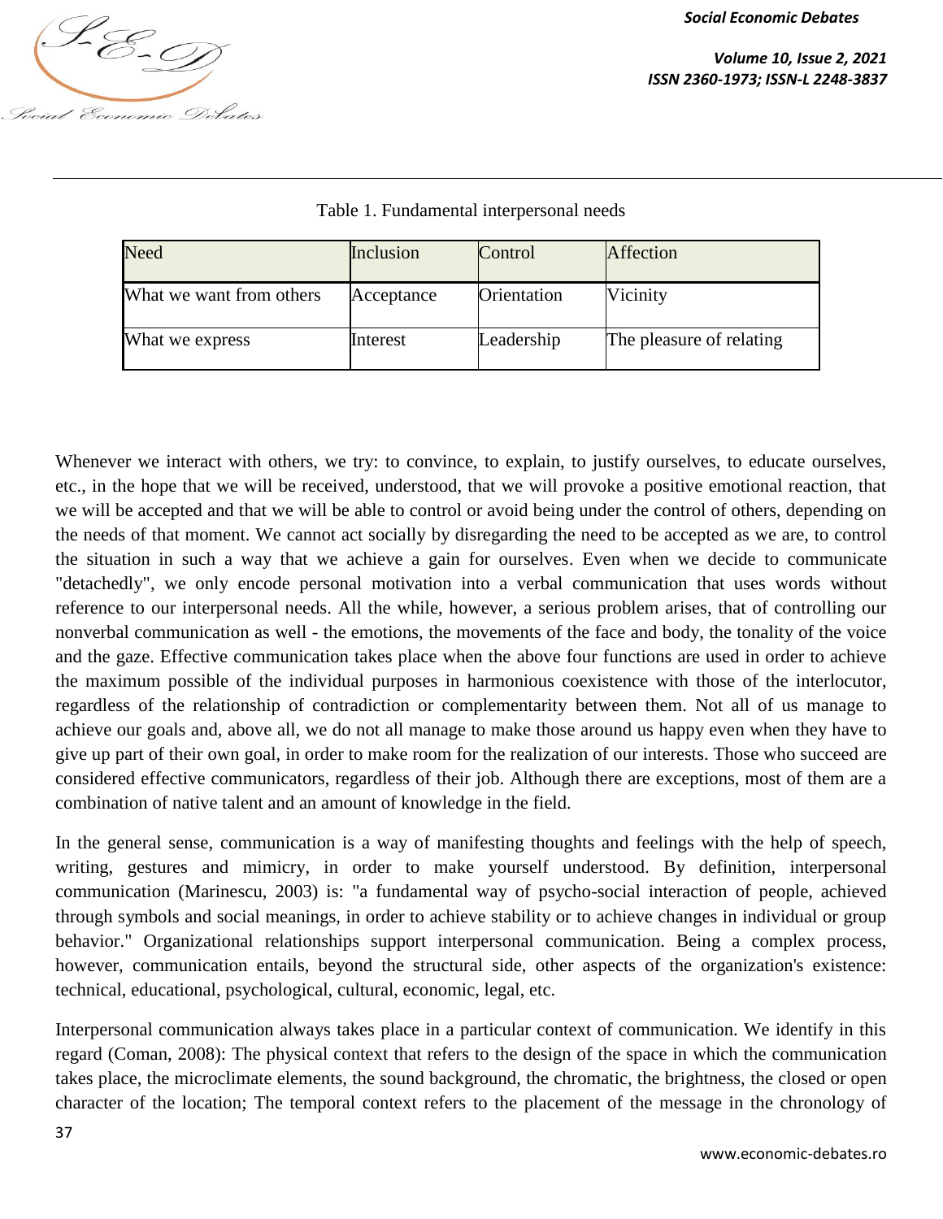Table 1. Fundamental interpersonal needs

| Need | Inclusion | Control | Affection |
|---|---|---|---|
| What we want from others | Acceptance | Orientation | Vicinity |
| What we express | Interest | Leadership | The pleasure of relating |

Whenever we interact with others, we try: to convince, to explain, to justify ourselves, to educate ourselves, etc., in the hope that we will be received, understood, that we will provoke a positive emotional reaction, that we will be accepted and that we will be able to control or avoid being under the control of others, depending on the needs of that moment. We cannot act socially by disregarding the need to be accepted as we are, to control the situation in such a way that we achieve a gain for ourselves. Even when we decide to communicate "detachedly", we only encode personal motivation into a verbal communication that uses words without reference to our interpersonal needs. All the while, however, a serious problem arises, that of controlling our nonverbal communication as well - the emotions, the movements of the face and body, the tonality of the voice and the gaze. Effective communication takes place when the above four functions are used in order to achieve the maximum possible of the individual purposes in harmonious coexistence with those of the interlocutor, regardless of the relationship of contradiction or complementarity between them. Not all of us manage to achieve our goals and, above all, we do not all manage to make those around us happy even when they have to give up part of their own goal, in order to make room for the realization of our interests. Those who succeed are considered effective communicators, regardless of their job. Although there are exceptions, most of them are a combination of native talent and an amount of knowledge in the field.

In the general sense, communication is a way of manifesting thoughts and feelings with the help of speech, writing, gestures and mimicry, in order to make yourself understood. By definition, interpersonal communication (Marinescu, 2003) is: "a fundamental way of psycho-social interaction of people, achieved through symbols and social meanings, in order to achieve stability or to achieve changes in individual or group behavior." Organizational relationships support interpersonal communication. Being a complex process, however, communication entails, beyond the structural side, other aspects of the organization's existence: technical, educational, psychological, cultural, economic, legal, etc.

Interpersonal communication always takes place in a particular context of communication. We identify in this regard (Coman, 2008): The physical context that refers to the design of the space in which the communication takes place, the microclimate elements, the sound background, the chromatic, the brightness, the closed or open character of the location; The temporal context refers to the placement of the message in the chronology of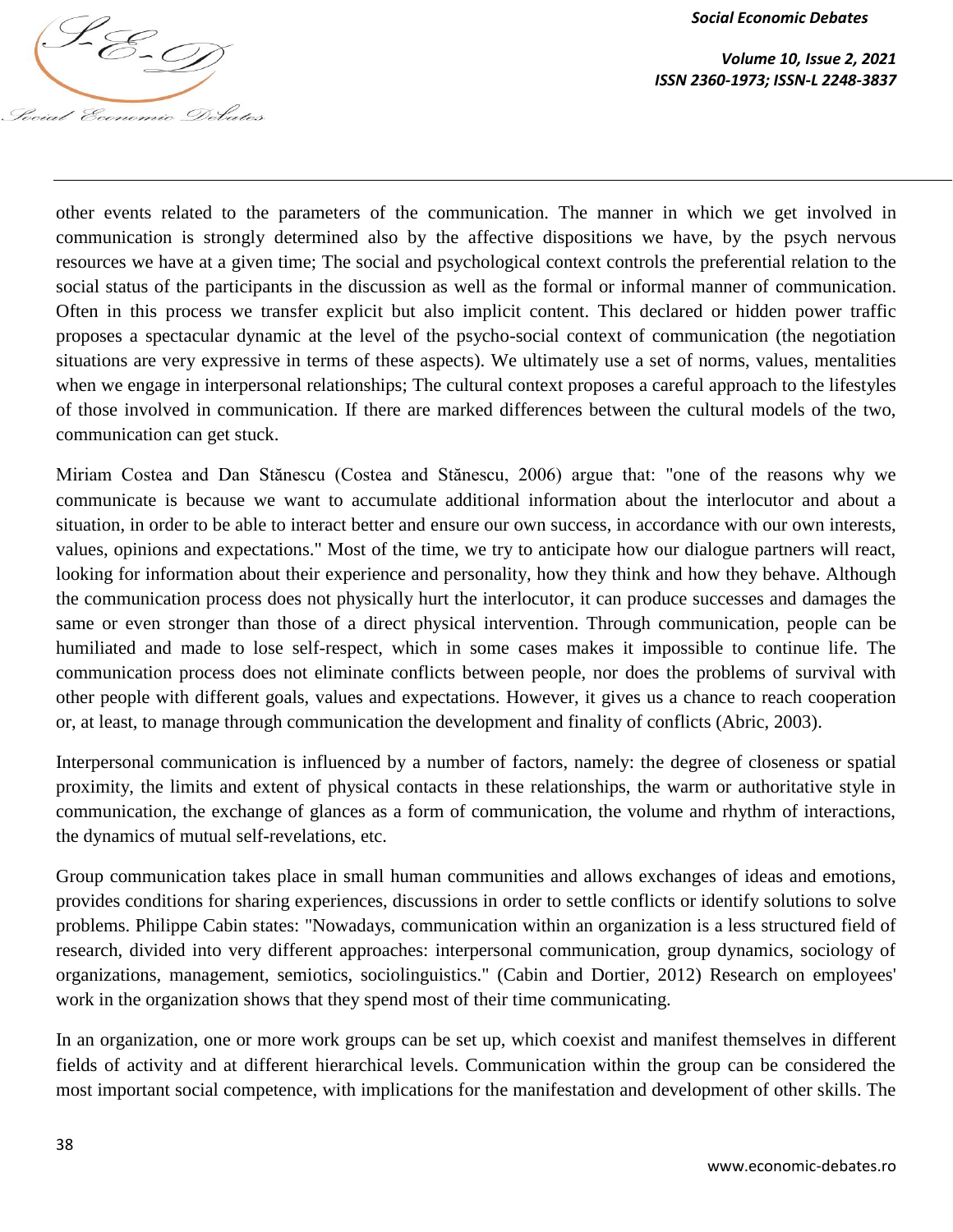other events related to the parameters of the communication. The manner in which we get involved in communication is strongly determined also by the affective dispositions we have, by the psych nervous resources we have at a given time; The social and psychological context controls the preferential relation to the social status of the participants in the discussion as well as the formal or informal manner of communication. Often in this process we transfer explicit but also implicit content. This declared or hidden power traffic proposes a spectacular dynamic at the level of the psycho-social context of communication (the negotiation situations are very expressive in terms of these aspects). We ultimately use a set of norms, values, mentalities when we engage in interpersonal relationships; The cultural context proposes a careful approach to the lifestyles of those involved in communication. If there are marked differences between the cultural models of the two, communication can get stuck.

Miriam Costea and Dan Stănescu (Costea and Stănescu, 2006) argue that: "one of the reasons why we communicate is because we want to accumulate additional information about the interlocutor and about a situation, in order to be able to interact better and ensure our own success, in accordance with our own interests, values, opinions and expectations." Most of the time, we try to anticipate how our dialogue partners will react, looking for information about their experience and personality, how they think and how they behave. Although the communication process does not physically hurt the interlocutor, it can produce successes and damages the same or even stronger than those of a direct physical intervention. Through communication, people can be humiliated and made to lose self-respect, which in some cases makes it impossible to continue life. The communication process does not eliminate conflicts between people, nor does the problems of survival with other people with different goals, values and expectations. However, it gives us a chance to reach cooperation or, at least, to manage through communication the development and finality of conflicts (Abric, 2003).

Interpersonal communication is influenced by a number of factors, namely: the degree of closeness or spatial proximity, the limits and extent of physical contacts in these relationships, the warm or authoritative style in communication, the exchange of glances as a form of communication, the volume and rhythm of interactions, the dynamics of mutual self-revelations, etc.

Group communication takes place in small human communities and allows exchanges of ideas and emotions, provides conditions for sharing experiences, discussions in order to settle conflicts or identify solutions to solve problems. Philippe Cabin states: "Nowadays, communication within an organization is a less structured field of research, divided into very different approaches: interpersonal communication, group dynamics, sociology of organizations, management, semiotics, sociolinguistics." (Cabin and Dortier, 2012) Research on employees' work in the organization shows that they spend most of their time communicating.

In an organization, one or more work groups can be set up, which coexist and manifest themselves in different fields of activity and at different hierarchical levels. Communication within the group can be considered the most important social competence, with implications for the manifestation and development of other skills. The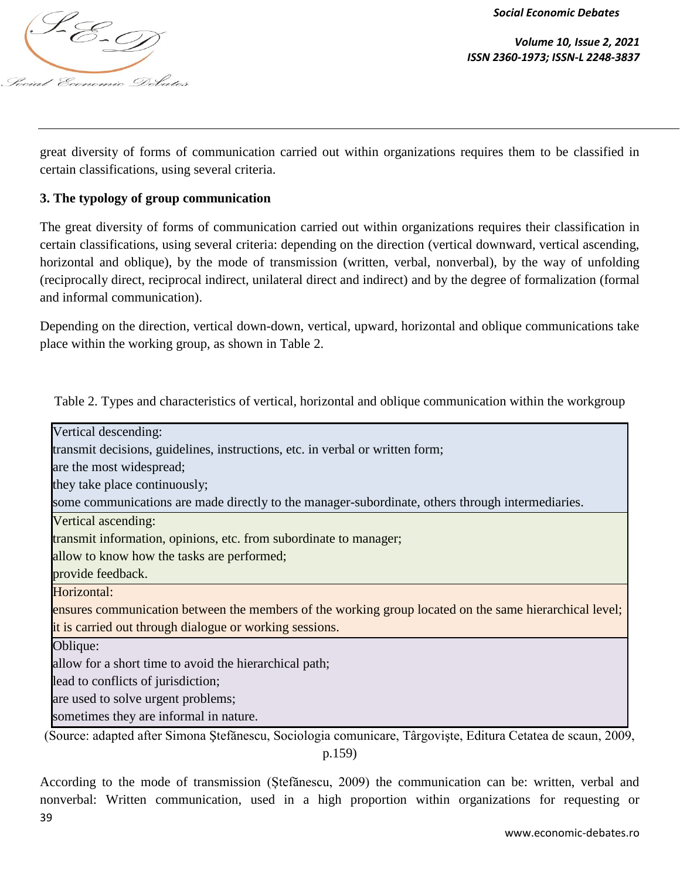great diversity of forms of communication carried out within organizations requires them to be classified in certain classifications, using several criteria.

### 3. The typology of group communication

The great diversity of forms of communication carried out within organizations requires their classification in certain classifications, using several criteria: depending on the direction (vertical downward, vertical ascending, horizontal and oblique), by the mode of transmission (written, verbal, nonverbal), by the way of unfolding (reciprocally direct, reciprocal indirect, unilateral direct and indirect) and by the degree of formalization (formal and informal communication).

Depending on the direction, vertical down-down, vertical, upward, horizontal and oblique communications take place within the working group, as shown in Table 2.

Table 2. Types and characteristics of vertical, horizontal and oblique communication within the workgroup

| |
|---|
| Vertical descending:<br>transmit decisions, guidelines, instructions, etc. in verbal or written form;<br>are the most widespread;<br>they take place continuously;<br>some communications are made directly to the manager-subordinate, others through intermediaries. |
| Vertical ascending:<br>transmit information, opinions, etc. from subordinate to manager;<br>allow to know how the tasks are performed;<br>provide feedback. |
| Horizontal:<br>ensures communication between the members of the working group located on the same hierarchical level;<br>it is carried out through dialogue or working sessions. |
| Oblique:<br>allow for a short time to avoid the hierarchical path;<br>lead to conflicts of jurisdiction;<br>are used to solve urgent problems;<br>sometimes they are informal in nature. |

(Source: adapted after Simona Ştefãnescu, Sociologia comunicare, Târgovişte, Editura Cetatea de scaun, 2009, p.159)

According to the mode of transmission (Ștefãnescu, 2009) the communication can be: written, verbal and nonverbal: Written communication, used in a high proportion within organizations for requesting or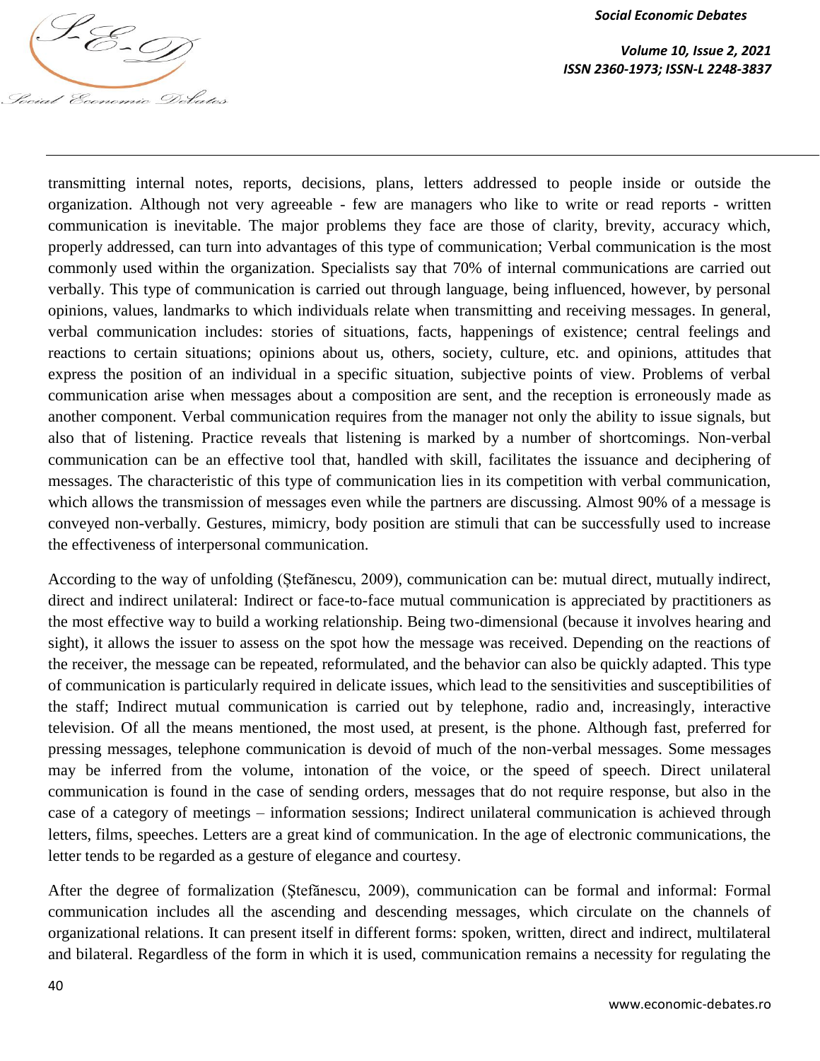transmitting internal notes, reports, decisions, plans, letters addressed to people inside or outside the organization. Although not very agreeable - few are managers who like to write or read reports - written communication is inevitable. The major problems they face are those of clarity, brevity, accuracy which, properly addressed, can turn into advantages of this type of communication; Verbal communication is the most commonly used within the organization. Specialists say that 70% of internal communications are carried out verbally. This type of communication is carried out through language, being influenced, however, by personal opinions, values, landmarks to which individuals relate when transmitting and receiving messages. In general, verbal communication includes: stories of situations, facts, happenings of existence; central feelings and reactions to certain situations; opinions about us, others, society, culture, etc. and opinions, attitudes that express the position of an individual in a specific situation, subjective points of view. Problems of verbal communication arise when messages about a composition are sent, and the reception is erroneously made as another component. Verbal communication requires from the manager not only the ability to issue signals, but also that of listening. Practice reveals that listening is marked by a number of shortcomings. Non-verbal communication can be an effective tool that, handled with skill, facilitates the issuance and deciphering of messages. The characteristic of this type of communication lies in its competition with verbal communication, which allows the transmission of messages even while the partners are discussing. Almost 90% of a message is conveyed non-verbally. Gestures, mimicry, body position are stimuli that can be successfully used to increase the effectiveness of interpersonal communication.

According to the way of unfolding (Ştefănescu, 2009), communication can be: mutual direct, mutually indirect, direct and indirect unilateral: Indirect or face-to-face mutual communication is appreciated by practitioners as the most effective way to build a working relationship. Being two-dimensional (because it involves hearing and sight), it allows the issuer to assess on the spot how the message was received. Depending on the reactions of the receiver, the message can be repeated, reformulated, and the behavior can also be quickly adapted. This type of communication is particularly required in delicate issues, which lead to the sensitivities and susceptibilities of the staff; Indirect mutual communication is carried out by telephone, radio and, increasingly, interactive television. Of all the means mentioned, the most used, at present, is the phone. Although fast, preferred for pressing messages, telephone communication is devoid of much of the non-verbal messages. Some messages may be inferred from the volume, intonation of the voice, or the speed of speech. Direct unilateral communication is found in the case of sending orders, messages that do not require response, but also in the case of a category of meetings – information sessions; Indirect unilateral communication is achieved through letters, films, speeches. Letters are a great kind of communication. In the age of electronic communications, the letter tends to be regarded as a gesture of elegance and courtesy.

After the degree of formalization (Ştefănescu, 2009), communication can be formal and informal: Formal communication includes all the ascending and descending messages, which circulate on the channels of organizational relations. It can present itself in different forms: spoken, written, direct and indirect, multilateral and bilateral. Regardless of the form in which it is used, communication remains a necessity for regulating the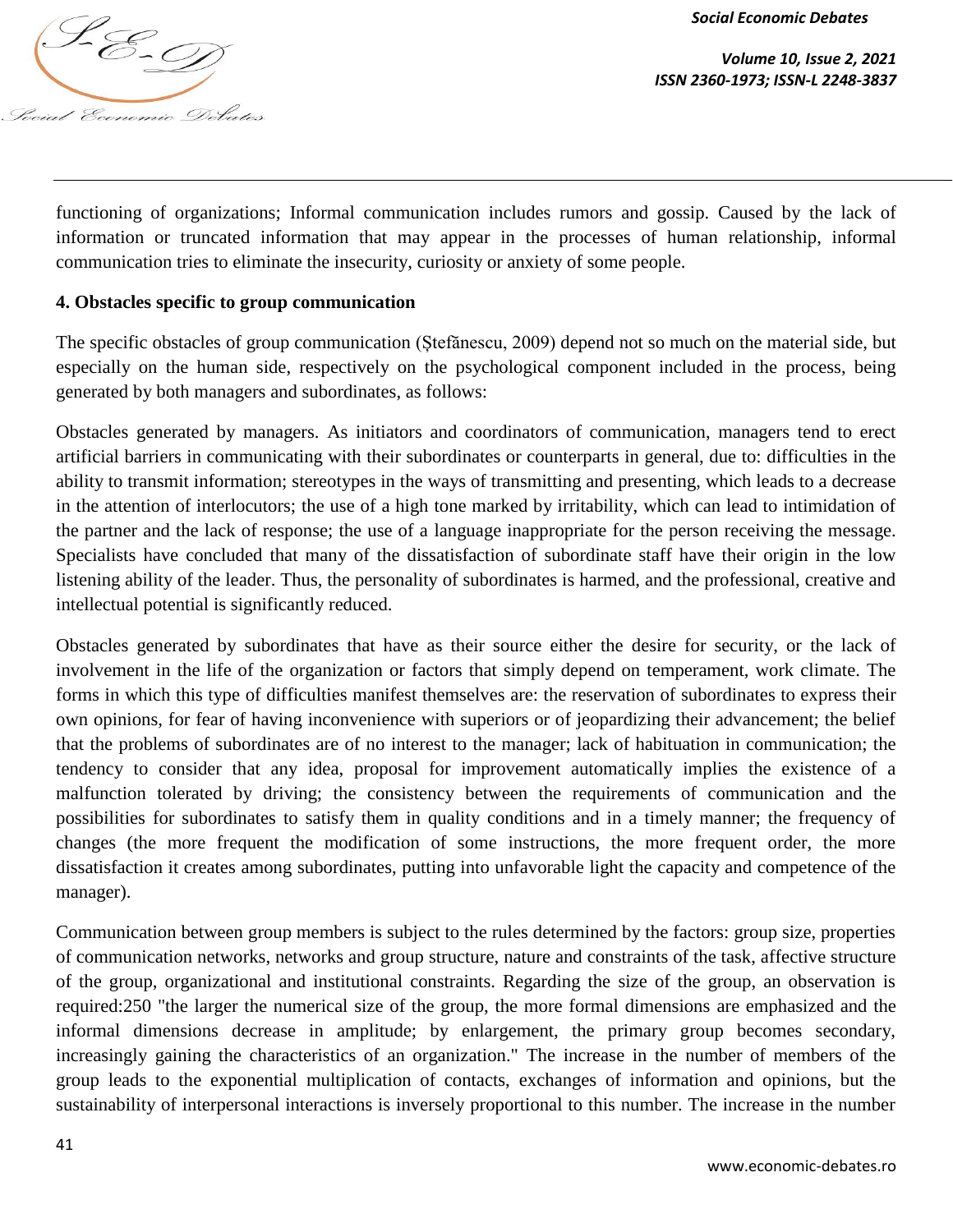functioning of organizations; Informal communication includes rumors and gossip. Caused by the lack of information or truncated information that may appear in the processes of human relationship, informal communication tries to eliminate the insecurity, curiosity or anxiety of some people.

## 4. Obstacles specific to group communication

The specific obstacles of group communication (Ştefănescu, 2009) depend not so much on the material side, but especially on the human side, respectively on the psychological component included in the process, being generated by both managers and subordinates, as follows:

Obstacles generated by managers. As initiators and coordinators of communication, managers tend to erect artificial barriers in communicating with their subordinates or counterparts in general, due to: difficulties in the ability to transmit information; stereotypes in the ways of transmitting and presenting, which leads to a decrease in the attention of interlocutors; the use of a high tone marked by irritability, which can lead to intimidation of the partner and the lack of response; the use of a language inappropriate for the person receiving the message. Specialists have concluded that many of the dissatisfaction of subordinate staff have their origin in the low listening ability of the leader. Thus, the personality of subordinates is harmed, and the professional, creative and intellectual potential is significantly reduced.

Obstacles generated by subordinates that have as their source either the desire for security, or the lack of involvement in the life of the organization or factors that simply depend on temperament, work climate. The forms in which this type of difficulties manifest themselves are: the reservation of subordinates to express their own opinions, for fear of having inconvenience with superiors or of jeopardizing their advancement; the belief that the problems of subordinates are of no interest to the manager; lack of habituation in communication; the tendency to consider that any idea, proposal for improvement automatically implies the existence of a malfunction tolerated by driving; the consistency between the requirements of communication and the possibilities for subordinates to satisfy them in quality conditions and in a timely manner; the frequency of changes (the more frequent the modification of some instructions, the more frequent order, the more dissatisfaction it creates among subordinates, putting into unfavorable light the capacity and competence of the manager).

Communication between group members is subject to the rules determined by the factors: group size, properties of communication networks, networks and group structure, nature and constraints of the task, affective structure of the group, organizational and institutional constraints. Regarding the size of the group, an observation is required:250 "the larger the numerical size of the group, the more formal dimensions are emphasized and the informal dimensions decrease in amplitude; by enlargement, the primary group becomes secondary, increasingly gaining the characteristics of an organization." The increase in the number of members of the group leads to the exponential multiplication of contacts, exchanges of information and opinions, but the sustainability of interpersonal interactions is inversely proportional to this number. The increase in the number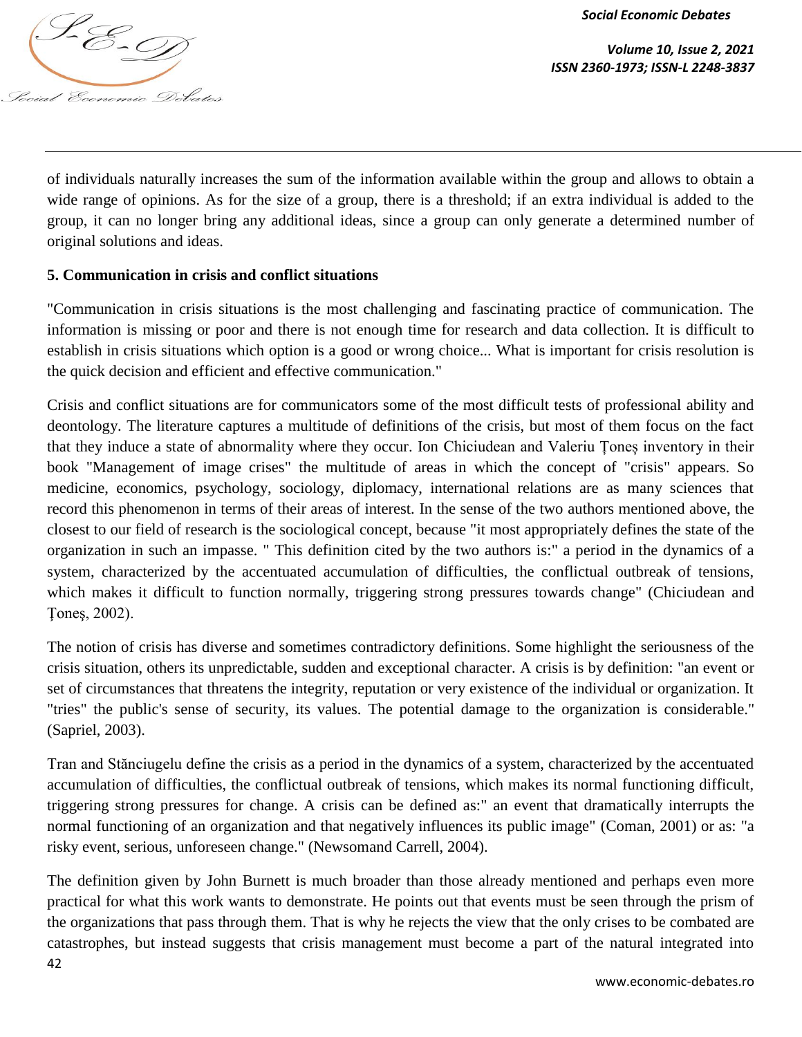of individuals naturally increases the sum of the information available within the group and allows to obtain a wide range of opinions. As for the size of a group, there is a threshold; if an extra individual is added to the group, it can no longer bring any additional ideas, since a group can only generate a determined number of original solutions and ideas.

**5. Communication in crisis and conflict situations**

"Communication in crisis situations is the most challenging and fascinating practice of communication. The information is missing or poor and there is not enough time for research and data collection. It is difficult to establish in crisis situations which option is a good or wrong choice... What is important for crisis resolution is the quick decision and efficient and effective communication."

Crisis and conflict situations are for communicators some of the most difficult tests of professional ability and deontology. The literature captures a multitude of definitions of the crisis, but most of them focus on the fact that they induce a state of abnormality where they occur. Ion Chiciudean and Valeriu Țoneș inventory in their book "Management of image crises" the multitude of areas in which the concept of "crisis" appears. So medicine, economics, psychology, sociology, diplomacy, international relations are as many sciences that record this phenomenon in terms of their areas of interest. In the sense of the two authors mentioned above, the closest to our field of research is the sociological concept, because "it most appropriately defines the state of the organization in such an impasse. " This definition cited by the two authors is:" a period in the dynamics of a system, characterized by the accentuated accumulation of difficulties, the conflictual outbreak of tensions, which makes it difficult to function normally, triggering strong pressures towards change" (Chiciudean and Țoneș, 2002).

The notion of crisis has diverse and sometimes contradictory definitions. Some highlight the seriousness of the crisis situation, others its unpredictable, sudden and exceptional character. A crisis is by definition: "an event or set of circumstances that threatens the integrity, reputation or very existence of the individual or organization. It "tries" the public's sense of security, its values. The potential damage to the organization is considerable." (Sapriel, 2003).

Tran and Stănciugelu define the crisis as a period in the dynamics of a system, characterized by the accentuated accumulation of difficulties, the conflictual outbreak of tensions, which makes its normal functioning difficult, triggering strong pressures for change. A crisis can be defined as:" an event that dramatically interrupts the normal functioning of an organization and that negatively influences its public image" (Coman, 2001) or as: "a risky event, serious, unforeseen change." (Newsomand Carrell, 2004).

The definition given by John Burnett is much broader than those already mentioned and perhaps even more practical for what this work wants to demonstrate. He points out that events must be seen through the prism of the organizations that pass through them. That is why he rejects the view that the only crises to be combated are catastrophes, but instead suggests that crisis management must become a part of the natural integrated into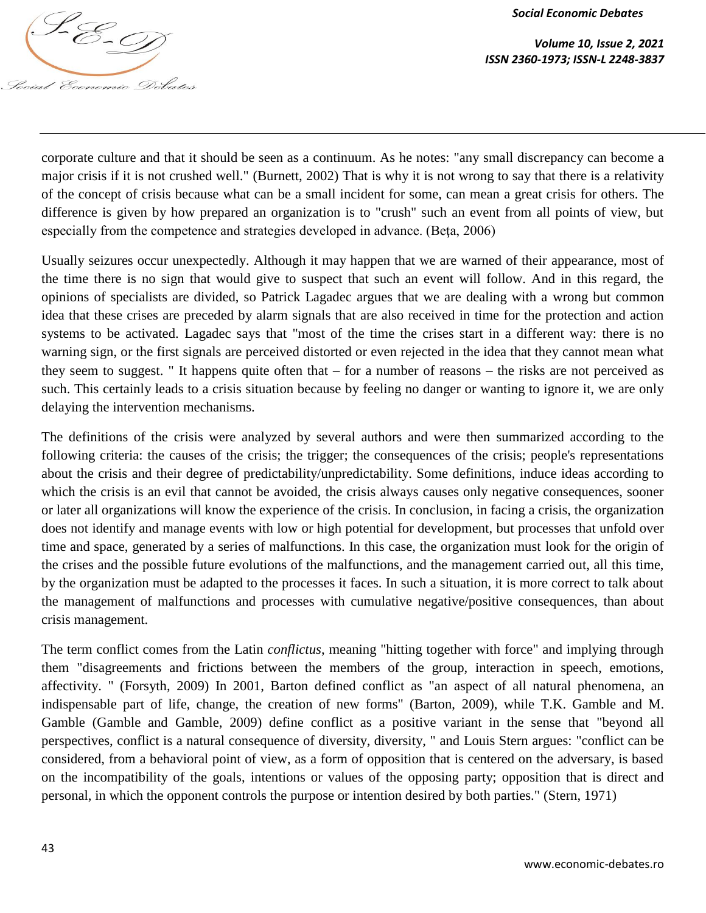corporate culture and that it should be seen as a continuum. As he notes: "any small discrepancy can become a major crisis if it is not crushed well." (Burnett, 2002) That is why it is not wrong to say that there is a relativity of the concept of crisis because what can be a small incident for some, can mean a great crisis for others. The difference is given by how prepared an organization is to "crush" such an event from all points of view, but especially from the competence and strategies developed in advance. (Beţa, 2006)

Usually seizures occur unexpectedly. Although it may happen that we are warned of their appearance, most of the time there is no sign that would give to suspect that such an event will follow. And in this regard, the opinions of specialists are divided, so Patrick Lagadec argues that we are dealing with a wrong but common idea that these crises are preceded by alarm signals that are also received in time for the protection and action systems to be activated. Lagadec says that "most of the time the crises start in a different way: there is no warning sign, or the first signals are perceived distorted or even rejected in the idea that they cannot mean what they seem to suggest. " It happens quite often that – for a number of reasons – the risks are not perceived as such. This certainly leads to a crisis situation because by feeling no danger or wanting to ignore it, we are only delaying the intervention mechanisms.

The definitions of the crisis were analyzed by several authors and were then summarized according to the following criteria: the causes of the crisis; the trigger; the consequences of the crisis; people's representations about the crisis and their degree of predictability/unpredictability. Some definitions, induce ideas according to which the crisis is an evil that cannot be avoided, the crisis always causes only negative consequences, sooner or later all organizations will know the experience of the crisis. In conclusion, in facing a crisis, the organization does not identify and manage events with low or high potential for development, but processes that unfold over time and space, generated by a series of malfunctions. In this case, the organization must look for the origin of the crises and the possible future evolutions of the malfunctions, and the management carried out, all this time, by the organization must be adapted to the processes it faces. In such a situation, it is more correct to talk about the management of malfunctions and processes with cumulative negative/positive consequences, than about crisis management.

The term conflict comes from the Latin *conflictus*, meaning "hitting together with force" and implying through them "disagreements and frictions between the members of the group, interaction in speech, emotions, affectivity. " (Forsyth, 2009) In 2001, Barton defined conflict as "an aspect of all natural phenomena, an indispensable part of life, change, the creation of new forms" (Barton, 2009), while T.K. Gamble and M. Gamble (Gamble and Gamble, 2009) define conflict as a positive variant in the sense that "beyond all perspectives, conflict is a natural consequence of diversity, diversity, " and Louis Stern argues: "conflict can be considered, from a behavioral point of view, as a form of opposition that is centered on the adversary, is based on the incompatibility of the goals, intentions or values of the opposing party; opposition that is direct and personal, in which the opponent controls the purpose or intention desired by both parties." (Stern, 1971)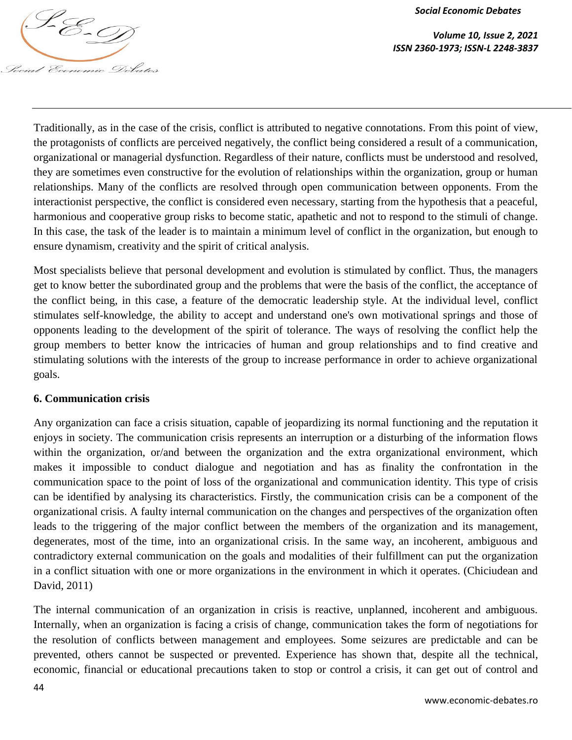Traditionally, as in the case of the crisis, conflict is attributed to negative connotations. From this point of view, the protagonists of conflicts are perceived negatively, the conflict being considered a result of a communication, organizational or managerial dysfunction. Regardless of their nature, conflicts must be understood and resolved, they are sometimes even constructive for the evolution of relationships within the organization, group or human relationships. Many of the conflicts are resolved through open communication between opponents. From the interactionist perspective, the conflict is considered even necessary, starting from the hypothesis that a peaceful, harmonious and cooperative group risks to become static, apathetic and not to respond to the stimuli of change. In this case, the task of the leader is to maintain a minimum level of conflict in the organization, but enough to ensure dynamism, creativity and the spirit of critical analysis.

Most specialists believe that personal development and evolution is stimulated by conflict. Thus, the managers get to know better the subordinated group and the problems that were the basis of the conflict, the acceptance of the conflict being, in this case, a feature of the democratic leadership style. At the individual level, conflict stimulates self-knowledge, the ability to accept and understand one's own motivational springs and those of opponents leading to the development of the spirit of tolerance. The ways of resolving the conflict help the group members to better know the intricacies of human and group relationships and to find creative and stimulating solutions with the interests of the group to increase performance in order to achieve organizational goals.

## 6. Communication crisis

Any organization can face a crisis situation, capable of jeopardizing its normal functioning and the reputation it enjoys in society. The communication crisis represents an interruption or a disturbing of the information flows within the organization, or/and between the organization and the extra organizational environment, which makes it impossible to conduct dialogue and negotiation and has as finality the confrontation in the communication space to the point of loss of the organizational and communication identity. This type of crisis can be identified by analysing its characteristics. Firstly, the communication crisis can be a component of the organizational crisis. A faulty internal communication on the changes and perspectives of the organization often leads to the triggering of the major conflict between the members of the organization and its management, degenerates, most of the time, into an organizational crisis. In the same way, an incoherent, ambiguous and contradictory external communication on the goals and modalities of their fulfillment can put the organization in a conflict situation with one or more organizations in the environment in which it operates. (Chiciudean and David, 2011)

The internal communication of an organization in crisis is reactive, unplanned, incoherent and ambiguous. Internally, when an organization is facing a crisis of change, communication takes the form of negotiations for the resolution of conflicts between management and employees. Some seizures are predictable and can be prevented, others cannot be suspected or prevented. Experience has shown that, despite all the technical, economic, financial or educational precautions taken to stop or control a crisis, it can get out of control and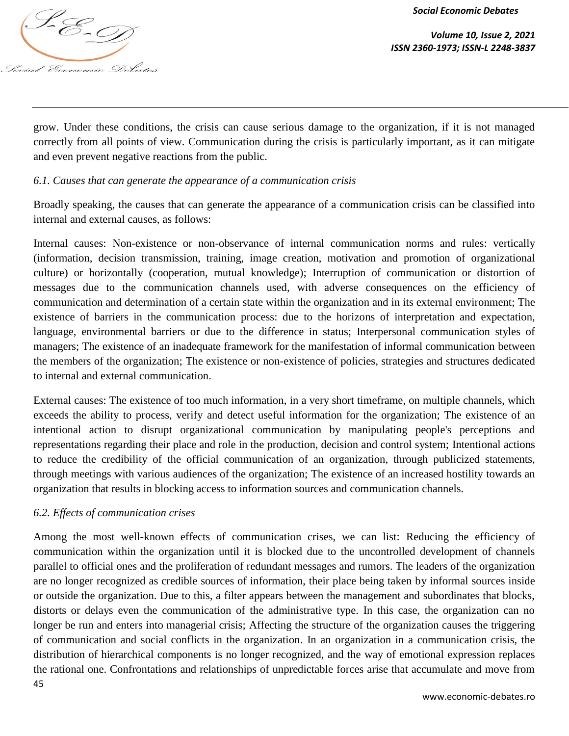grow. Under these conditions, the crisis can cause serious damage to the organization, if it is not managed correctly from all points of view. Communication during the crisis is particularly important, as it can mitigate and even prevent negative reactions from the public.

### *6.1. Causes that can generate the appearance of a communication crisis*

Broadly speaking, the causes that can generate the appearance of a communication crisis can be classified into internal and external causes, as follows:

Internal causes: Non-existence or non-observance of internal communication norms and rules: vertically (information, decision transmission, training, image creation, motivation and promotion of organizational culture) or horizontally (cooperation, mutual knowledge); Interruption of communication or distortion of messages due to the communication channels used, with adverse consequences on the efficiency of communication and determination of a certain state within the organization and in its external environment; The existence of barriers in the communication process: due to the horizons of interpretation and expectation, language, environmental barriers or due to the difference in status; Interpersonal communication styles of managers; The existence of an inadequate framework for the manifestation of informal communication between the members of the organization; The existence or non-existence of policies, strategies and structures dedicated to internal and external communication.

External causes: The existence of too much information, in a very short timeframe, on multiple channels, which exceeds the ability to process, verify and detect useful information for the organization; The existence of an intentional action to disrupt organizational communication by manipulating people's perceptions and representations regarding their place and role in the production, decision and control system; Intentional actions to reduce the credibility of the official communication of an organization, through publicized statements, through meetings with various audiences of the organization; The existence of an increased hostility towards an organization that results in blocking access to information sources and communication channels.

### *6.2. Effects of communication crises*

Among the most well-known effects of communication crises, we can list: Reducing the efficiency of communication within the organization until it is blocked due to the uncontrolled development of channels parallel to official ones and the proliferation of redundant messages and rumors. The leaders of the organization are no longer recognized as credible sources of information, their place being taken by informal sources inside or outside the organization. Due to this, a filter appears between the management and subordinates that blocks, distorts or delays even the communication of the administrative type. In this case, the organization can no longer be run and enters into managerial crisis; Affecting the structure of the organization causes the triggering of communication and social conflicts in the organization. In an organization in a communication crisis, the distribution of hierarchical components is no longer recognized, and the way of emotional expression replaces the rational one. Confrontations and relationships of unpredictable forces arise that accumulate and move from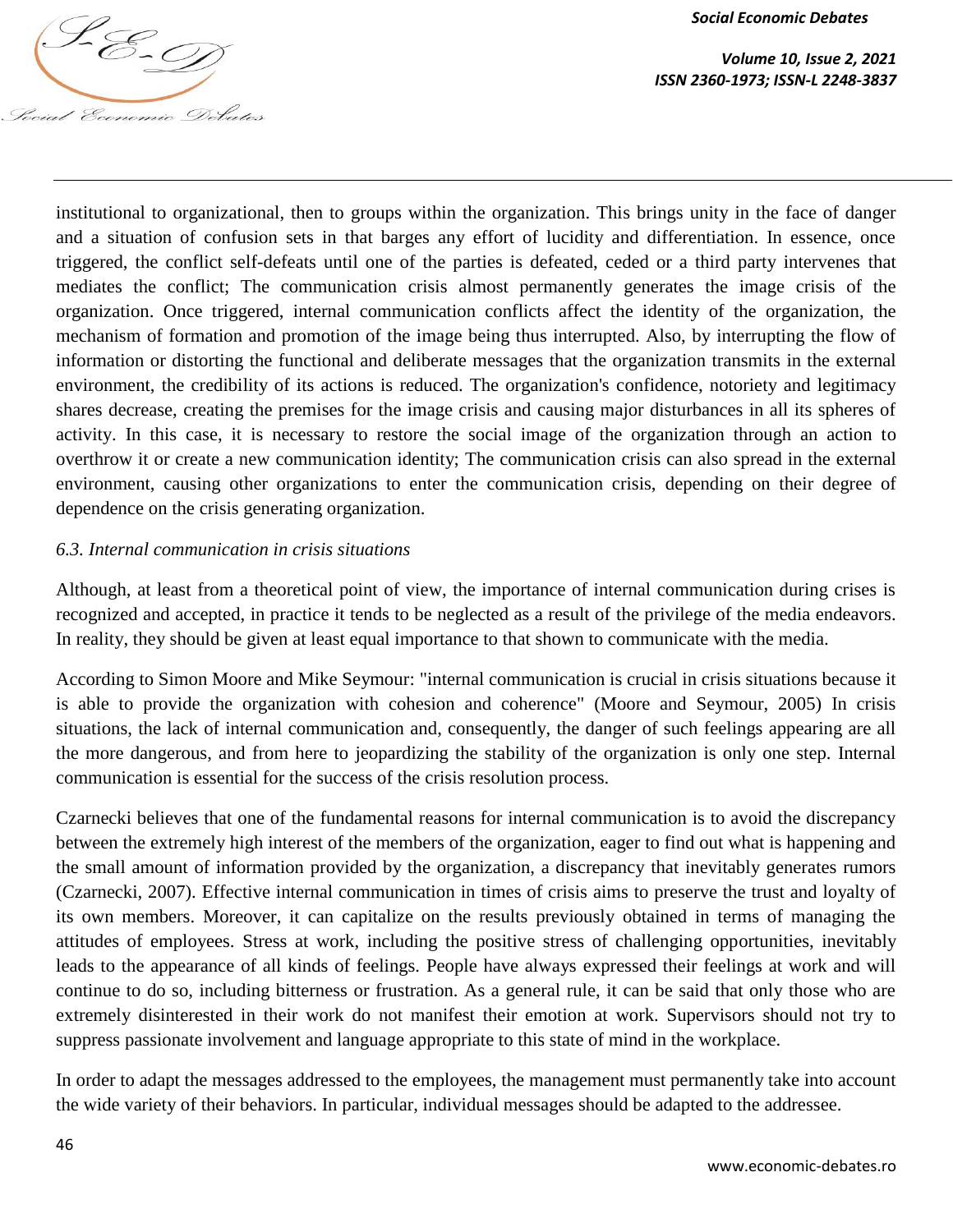institutional to organizational, then to groups within the organization. This brings unity in the face of danger and a situation of confusion sets in that barges any effort of lucidity and differentiation. In essence, once triggered, the conflict self-defeats until one of the parties is defeated, ceded or a third party intervenes that mediates the conflict; The communication crisis almost permanently generates the image crisis of the organization. Once triggered, internal communication conflicts affect the identity of the organization, the mechanism of formation and promotion of the image being thus interrupted. Also, by interrupting the flow of information or distorting the functional and deliberate messages that the organization transmits in the external environment, the credibility of its actions is reduced. The organization's confidence, notoriety and legitimacy shares decrease, creating the premises for the image crisis and causing major disturbances in all its spheres of activity. In this case, it is necessary to restore the social image of the organization through an action to overthrow it or create a new communication identity; The communication crisis can also spread in the external environment, causing other organizations to enter the communication crisis, depending on their degree of dependence on the crisis generating organization.

### *6.3. Internal communication in crisis situations*

Although, at least from a theoretical point of view, the importance of internal communication during crises is recognized and accepted, in practice it tends to be neglected as a result of the privilege of the media endeavors. In reality, they should be given at least equal importance to that shown to communicate with the media.

According to Simon Moore and Mike Seymour: "internal communication is crucial in crisis situations because it is able to provide the organization with cohesion and coherence" (Moore and Seymour, 2005) In crisis situations, the lack of internal communication and, consequently, the danger of such feelings appearing are all the more dangerous, and from here to jeopardizing the stability of the organization is only one step. Internal communication is essential for the success of the crisis resolution process.

Czarnecki believes that one of the fundamental reasons for internal communication is to avoid the discrepancy between the extremely high interest of the members of the organization, eager to find out what is happening and the small amount of information provided by the organization, a discrepancy that inevitably generates rumors (Czarnecki, 2007). Effective internal communication in times of crisis aims to preserve the trust and loyalty of its own members. Moreover, it can capitalize on the results previously obtained in terms of managing the attitudes of employees. Stress at work, including the positive stress of challenging opportunities, inevitably leads to the appearance of all kinds of feelings. People have always expressed their feelings at work and will continue to do so, including bitterness or frustration. As a general rule, it can be said that only those who are extremely disinterested in their work do not manifest their emotion at work. Supervisors should not try to suppress passionate involvement and language appropriate to this state of mind in the workplace.

In order to adapt the messages addressed to the employees, the management must permanently take into account the wide variety of their behaviors. In particular, individual messages should be adapted to the addressee.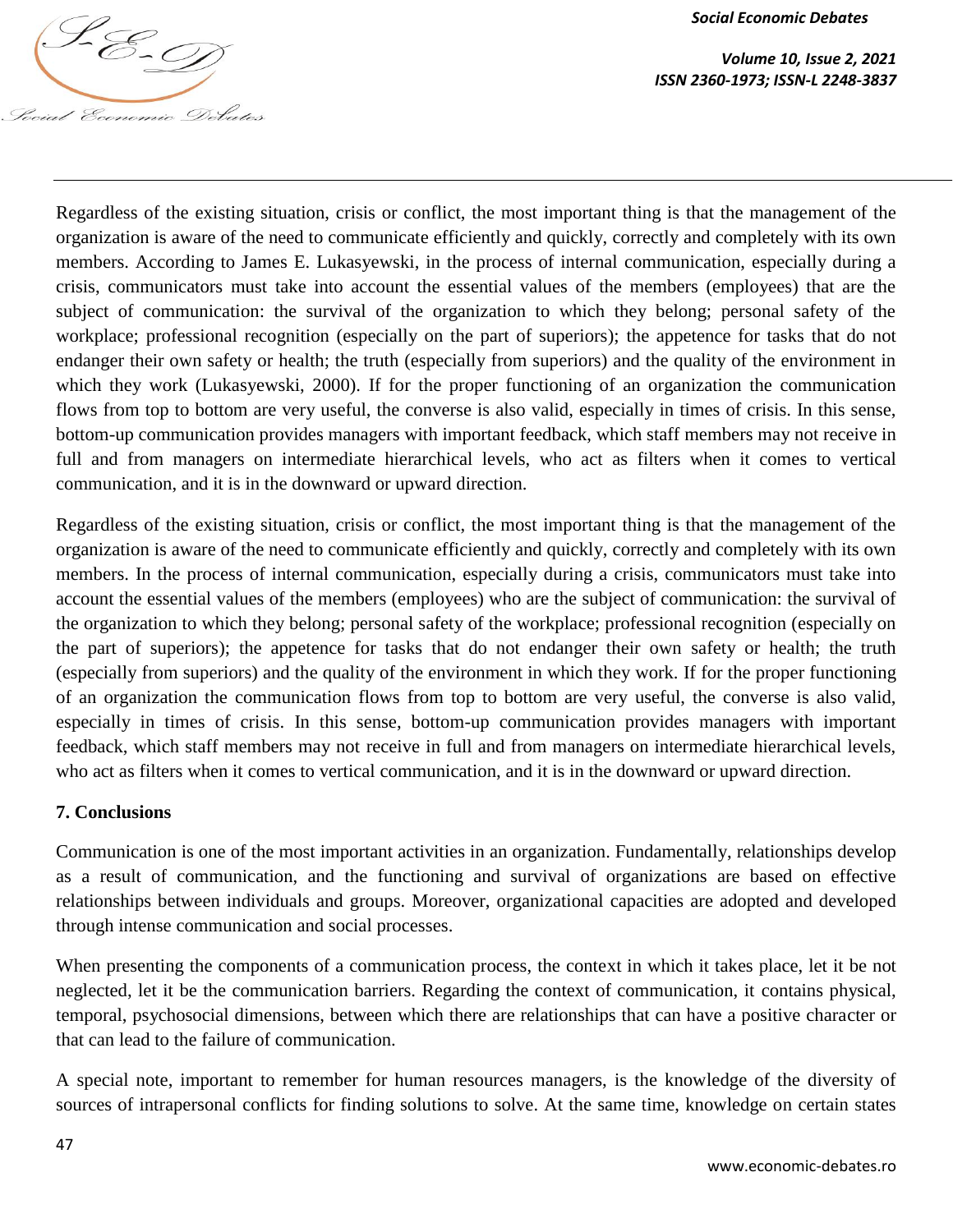Regardless of the existing situation, crisis or conflict, the most important thing is that the management of the organization is aware of the need to communicate efficiently and quickly, correctly and completely with its own members. According to James E. Lukasyewski, in the process of internal communication, especially during a crisis, communicators must take into account the essential values of the members (employees) that are the subject of communication: the survival of the organization to which they belong; personal safety of the workplace; professional recognition (especially on the part of superiors); the appetence for tasks that do not endanger their own safety or health; the truth (especially from superiors) and the quality of the environment in which they work (Lukasyewski, 2000). If for the proper functioning of an organization the communication flows from top to bottom are very useful, the converse is also valid, especially in times of crisis. In this sense, bottom-up communication provides managers with important feedback, which staff members may not receive in full and from managers on intermediate hierarchical levels, who act as filters when it comes to vertical communication, and it is in the downward or upward direction.

Regardless of the existing situation, crisis or conflict, the most important thing is that the management of the organization is aware of the need to communicate efficiently and quickly, correctly and completely with its own members. In the process of internal communication, especially during a crisis, communicators must take into account the essential values of the members (employees) who are the subject of communication: the survival of the organization to which they belong; personal safety of the workplace; professional recognition (especially on the part of superiors); the appetence for tasks that do not endanger their own safety or health; the truth (especially from superiors) and the quality of the environment in which they work. If for the proper functioning of an organization the communication flows from top to bottom are very useful, the converse is also valid, especially in times of crisis. In this sense, bottom-up communication provides managers with important feedback, which staff members may not receive in full and from managers on intermediate hierarchical levels, who act as filters when it comes to vertical communication, and it is in the downward or upward direction.

## 7. Conclusions

Communication is one of the most important activities in an organization. Fundamentally, relationships develop as a result of communication, and the functioning and survival of organizations are based on effective relationships between individuals and groups. Moreover, organizational capacities are adopted and developed through intense communication and social processes.

When presenting the components of a communication process, the context in which it takes place, let it be not neglected, let it be the communication barriers. Regarding the context of communication, it contains physical, temporal, psychosocial dimensions, between which there are relationships that can have a positive character or that can lead to the failure of communication.

A special note, important to remember for human resources managers, is the knowledge of the diversity of sources of intrapersonal conflicts for finding solutions to solve. At the same time, knowledge on certain states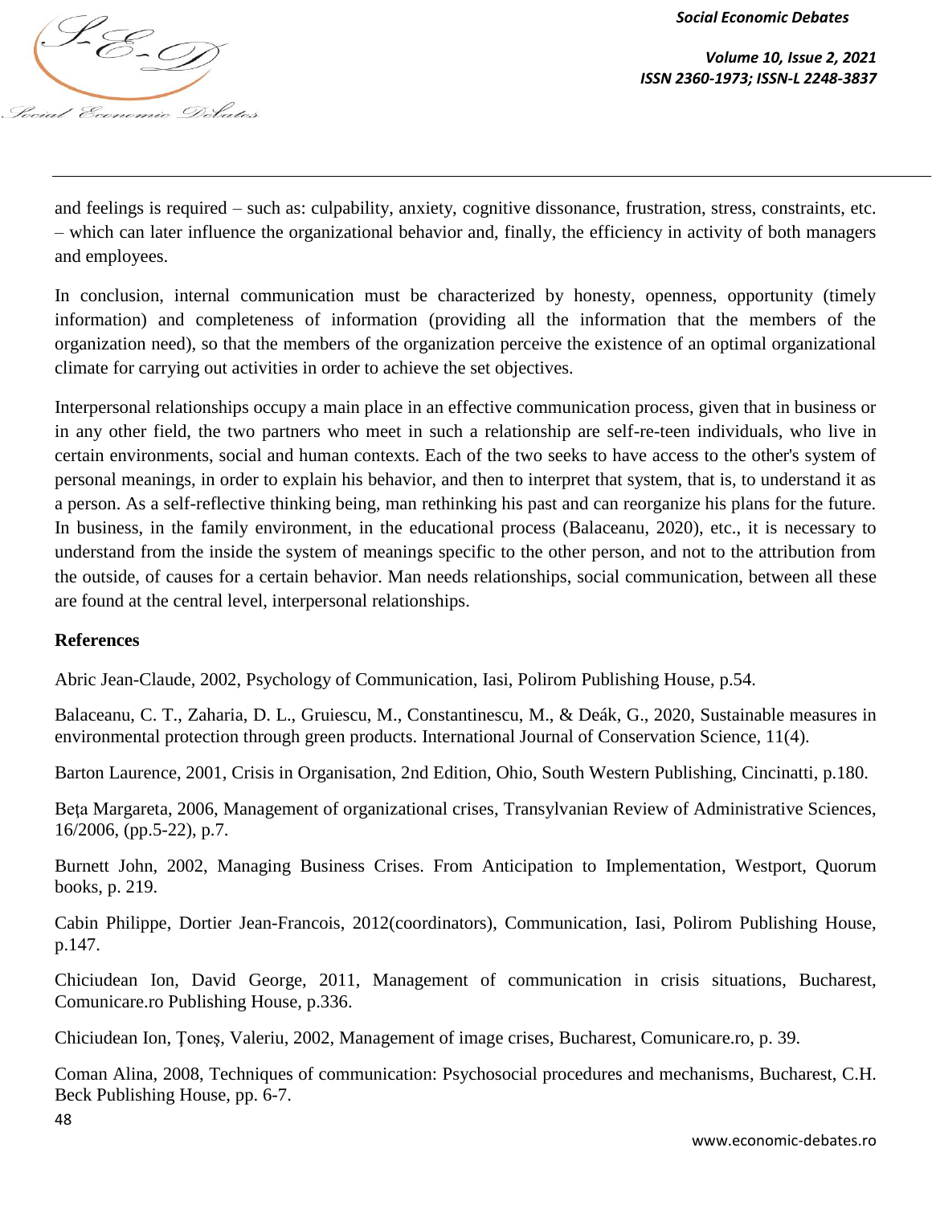and feelings is required – such as: culpability, anxiety, cognitive dissonance, frustration, stress, constraints, etc. – which can later influence the organizational behavior and, finally, the efficiency in activity of both managers and employees.

In conclusion, internal communication must be characterized by honesty, openness, opportunity (timely information) and completeness of information (providing all the information that the members of the organization need), so that the members of the organization perceive the existence of an optimal organizational climate for carrying out activities in order to achieve the set objectives.

Interpersonal relationships occupy a main place in an effective communication process, given that in business or in any other field, the two partners who meet in such a relationship are self-re-teen individuals, who live in certain environments, social and human contexts. Each of the two seeks to have access to the other's system of personal meanings, in order to explain his behavior, and then to interpret that system, that is, to understand it as a person. As a self-reflective thinking being, man rethinking his past and can reorganize his plans for the future. In business, in the family environment, in the educational process (Balaceanu, 2020), etc., it is necessary to understand from the inside the system of meanings specific to the other person, and not to the attribution from the outside, of causes for a certain behavior. Man needs relationships, social communication, between all these are found at the central level, interpersonal relationships.

**References**

Abric Jean-Claude, 2002, Psychology of Communication, Iasi, Polirom Publishing House, p.54.

Balaceanu, C. T., Zaharia, D. L., Gruiescu, M., Constantinescu, M., & Deák, G., 2020, Sustainable measures in environmental protection through green products. International Journal of Conservation Science, 11(4).

Barton Laurence, 2001, Crisis in Organisation, 2nd Edition, Ohio, South Western Publishing, Cincinatti, p.180.

Beţa Margareta, 2006, Management of organizational crises, Transylvanian Review of Administrative Sciences, 16/2006, (pp.5-22), p.7.

Burnett John, 2002, Managing Business Crises. From Anticipation to Implementation, Westport, Quorum books, p. 219.

Cabin Philippe, Dortier Jean-Francois, 2012(coordinators), Communication, Iasi, Polirom Publishing House, p.147.

Chiciudean Ion, David George, 2011, Management of communication in crisis situations, Bucharest, Comunicare.ro Publishing House, p.336.

Chiciudean Ion, Ţoneş, Valeriu, 2002, Management of image crises, Bucharest, Comunicare.ro, p. 39.

Coman Alina, 2008, Techniques of communication: Psychosocial procedures and mechanisms, Bucharest, C.H. Beck Publishing House, pp. 6-7.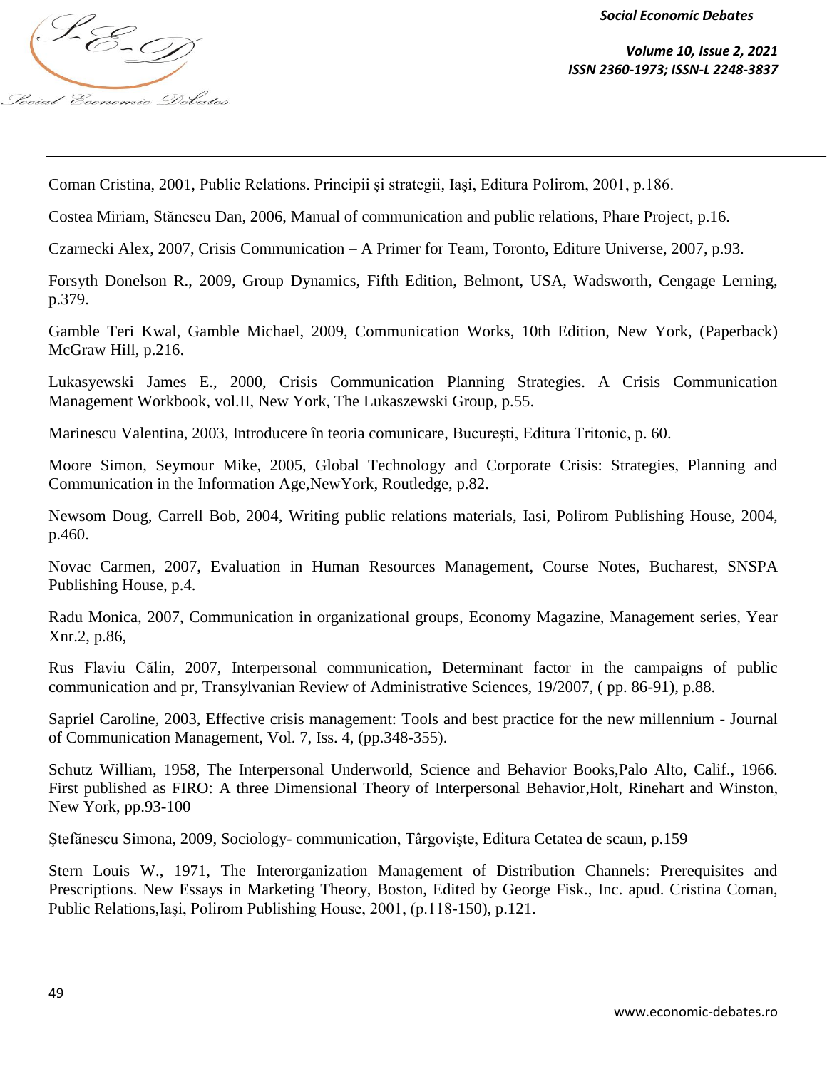Coman Cristina, 2001, Public Relations. Principii şi strategii, Iaşi, Editura Polirom, 2001, p.186.

Costea Miriam, Stănescu Dan, 2006, Manual of communication and public relations, Phare Project, p.16.

Czarnecki Alex, 2007, Crisis Communication – A Primer for Team, Toronto, Editure Universe, 2007, p.93.

Forsyth Donelson R., 2009, Group Dynamics, Fifth Edition, Belmont, USA, Wadsworth, Cengage Lerning, p.379.

Gamble Teri Kwal, Gamble Michael, 2009, Communication Works, 10th Edition, New York, (Paperback) McGraw Hill, p.216.

Lukasyewski James E., 2000, Crisis Communication Planning Strategies. A Crisis Communication Management Workbook, vol.II, New York, The Lukaszewski Group, p.55.

Marinescu Valentina, 2003, Introducere în teoria comunicare, Bucureşti, Editura Tritonic, p. 60.

Moore Simon, Seymour Mike, 2005, Global Technology and Corporate Crisis: Strategies, Planning and Communication in the Information Age,NewYork, Routledge, p.82.

Newsom Doug, Carrell Bob, 2004, Writing public relations materials, Iasi, Polirom Publishing House, 2004, p.460.

Novac Carmen, 2007, Evaluation in Human Resources Management, Course Notes, Bucharest, SNSPA Publishing House, p.4.

Radu Monica, 2007, Communication in organizational groups, Economy Magazine, Management series, Year Xnr.2, p.86,

Rus Flaviu Călin, 2007, Interpersonal communication, Determinant factor in the campaigns of public communication and pr, Transylvanian Review of Administrative Sciences, 19/2007, ( pp. 86-91), p.88.

Sapriel Caroline, 2003, Effective crisis management: Tools and best practice for the new millennium - Journal of Communication Management, Vol. 7, Iss. 4, (pp.348-355).

Schutz William, 1958, The Interpersonal Underworld, Science and Behavior Books,Palo Alto, Calif., 1966. First published as FIRO: A three Dimensional Theory of Interpersonal Behavior,Holt, Rinehart and Winston, New York, pp.93-100

Ştefănescu Simona, 2009, Sociology- communication, Târgoviște, Editura Cetatea de scaun, p.159

Stern Louis W., 1971, The Interorganization Management of Distribution Channels: Prerequisites and Prescriptions. New Essays in Marketing Theory, Boston, Edited by George Fisk., Inc. apud. Cristina Coman, Public Relations,Iaşi, Polirom Publishing House, 2001, (p.118-150), p.121.